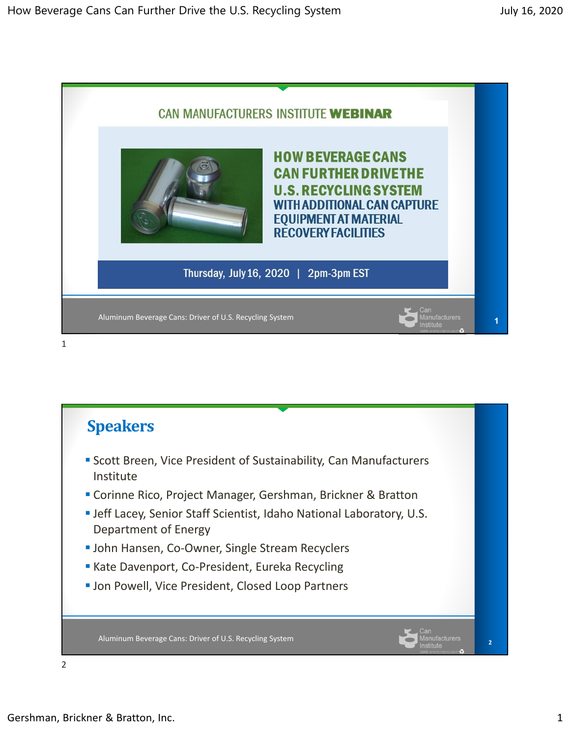## CAN MANUFACTURERS INSTITUTE **WEBINAR**

# HOW BEVERAGE CANS CAN FURTHER DRIVE THE U.S. RECYCLING SYSTEM

### WITH ADDITIONAL CAN CAPTURE EQUIPMENT AT MATERIAL RECOVERY FACILITIES

Thursday, July 16, 2020 | 2pm-3pm EST

Aluminum Beverage Cans: Driver of U.S. Recycling System

Can Manufacturers Institute

# Speakers

- Scott Breen, Vice President of Sustainability, Can Manufacturers Institute
- Corinne Rico, Project Manager, Gershman, Brickner & Bratton
- Jeff Lacey, Senior Staff Scientist, Idaho National Laboratory, U.S. Department of Energy
- John Hansen, Co-Owner, Single Stream Recyclers
- Kate Davenport, Co-President, Eureka Recycling
- Jon Powell, Vice President, Closed Loop Partners

Aluminum Beverage Cans: Driver of U.S. Recycling System

Can Manufacturers Institute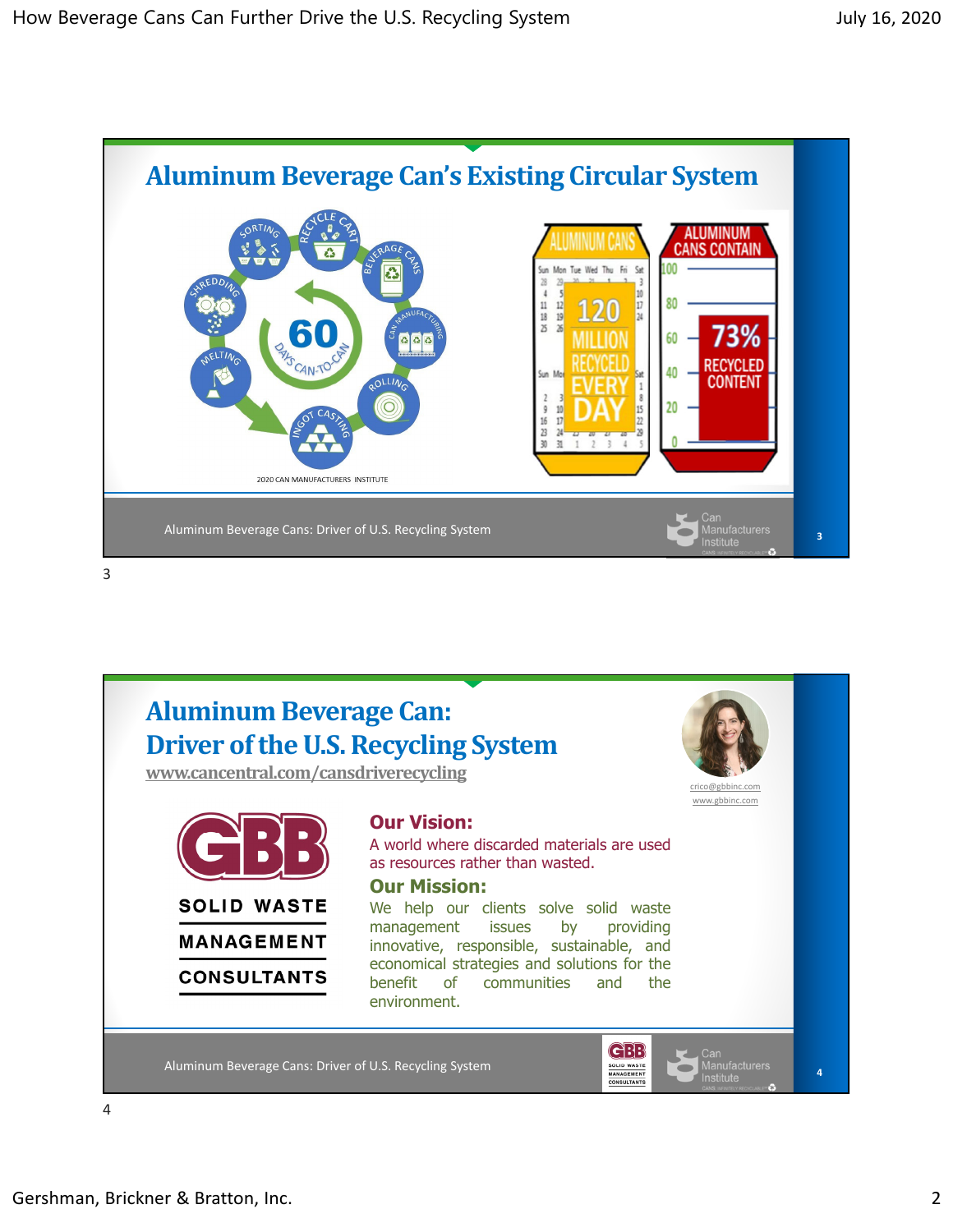## Aluminum Beverage Can's Existing Circular System

RECYCLE CART · BEVERAGE CANS · CAN MANUFACTURING · ROLLING · INGOT CASTING · MELTING · SHREDDING · SORTING

60 DAYS CAN-TO-CAN

2020 CAN MANUFACTURERS INSTITUTE

ALUMINUM CANS: 120 MILLION RECYCLED EVERY DAY

ALUMINUM CANS CONTAIN: 73% RECYCLED CONTENT

Aluminum Beverage Cans: Driver of U.S. Recycling System

Can Manufacturers Institute

3

## Aluminum Beverage Can: Driver of the U.S. Recycling System

www.cancentral.com/cansdriverecycling

crico@gbbinc.com
www.gbbinc.com

GBB SOLID WASTE MANAGEMENT CONSULTANTS

**Our Vision:**
A world where discarded materials are used as resources rather than wasted.

**Our Mission:**
We help our clients solve solid waste management issues by providing innovative, responsible, sustainable, and economical strategies and solutions for the benefit of communities and the environment.

Aluminum Beverage Cans: Driver of U.S. Recycling System

Can Manufacturers Institute

4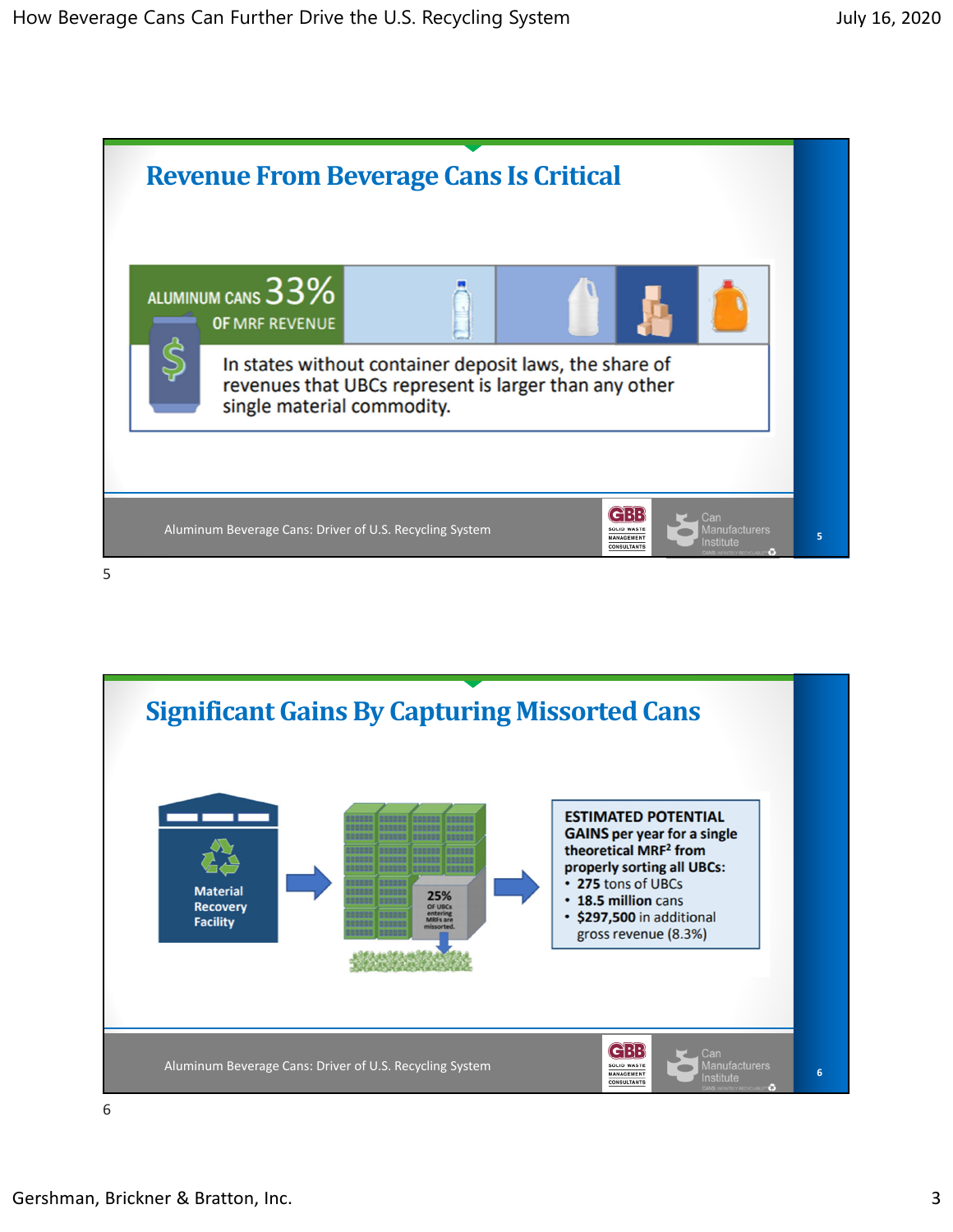## Revenue From Beverage Cans Is Critical

ALUMINUM CANS 33% OF MRF REVENUE

In states without container deposit laws, the share of revenues that UBCs represent is larger than any other single material commodity.

Aluminum Beverage Cans: Driver of U.S. Recycling System

## Significant Gains By Capturing Missorted Cans

Material Recovery Facility

25% OF UBCs entering MRFs are missorted.

**ESTIMATED POTENTIAL GAINS per year for a single theoretical MRF[2] from properly sorting all UBCs:**

- **275** tons of UBCs
- **18.5 million** cans
- **$297,500** in additional gross revenue (8.3%)

Aluminum Beverage Cans: Driver of U.S. Recycling System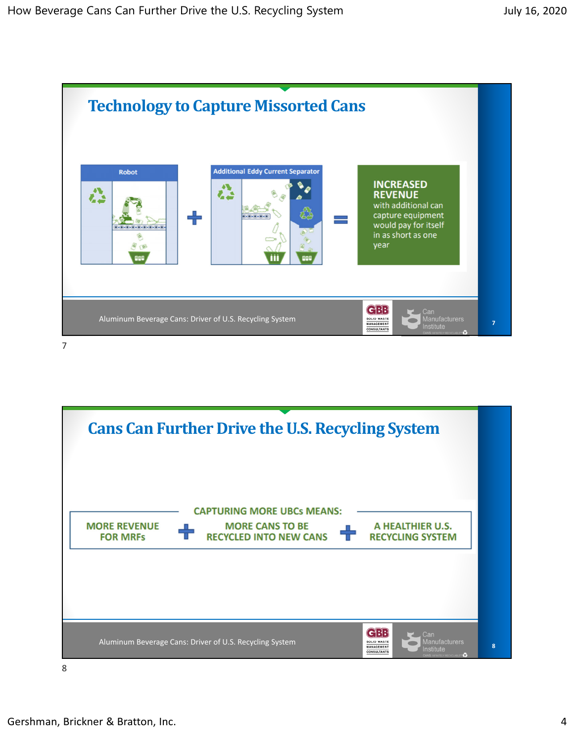## Technology to Capture Missorted Cans

Robot + Additional Eddy Current Separator = **INCREASED REVENUE** with additional can capture equipment would pay for itself in as short as one year

Aluminum Beverage Cans: Driver of U.S. Recycling System

## Cans Can Further Drive the U.S. Recycling System

**CAPTURING MORE UBCs MEANS:**

**MORE REVENUE FOR MRFs** + **MORE CANS TO BE RECYCLED INTO NEW CANS** + **A HEALTHIER U.S. RECYCLING SYSTEM**

Aluminum Beverage Cans: Driver of U.S. Recycling System